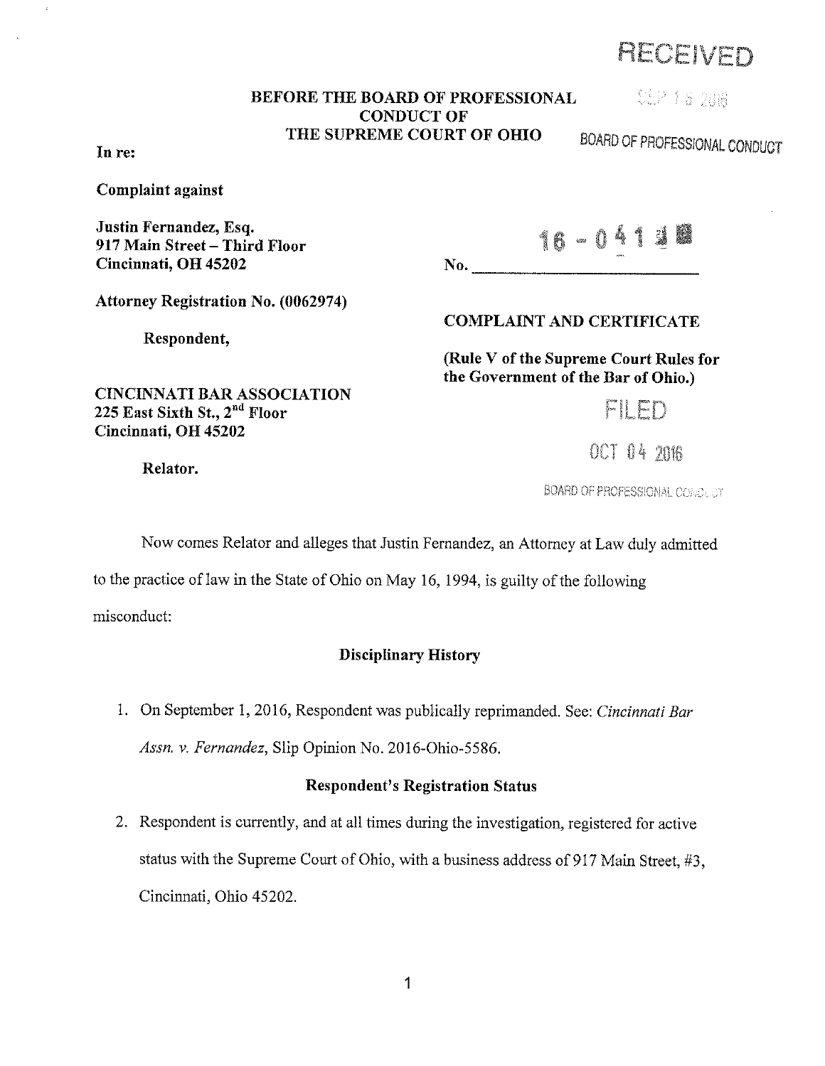RECEIVED

SEP 15 2016

BOARD OF PROFESSIONAL CONDUCT

**BEFORE THE BOARD OF PROFESSIONAL CONDUCT OF THE SUPREME COURT OF OHIO**

**In re:**

**Complaint against**

**Justin Fernandez, Esq.**
**917 Main Street – Third Floor**
**Cincinnati, OH 45202**

**Attorney Registration No. (0062974)**

**Respondent,**

**CINCINNATI BAR ASSOCIATION**
**225 East Sixth St., 2nd Floor**
**Cincinnati, OH 45202**

**Relator.**

No. 16 - 041

**COMPLAINT AND CERTIFICATE**

**(Rule V of the Supreme Court Rules for the Government of the Bar of Ohio.)**

FILED

OCT 04 2016

BOARD OF PROFESSIONAL CONDUCT

Now comes Relator and alleges that Justin Fernandez, an Attorney at Law duly admitted to the practice of law in the State of Ohio on May 16, 1994, is guilty of the following misconduct:

**Disciplinary History**

1. On September 1, 2016, Respondent was publically reprimanded. See: *Cincinnati Bar Assn. v. Fernandez*, Slip Opinion No. 2016-Ohio-5586.

**Respondent's Registration Status**

2. Respondent is currently, and at all times during the investigation, registered for active status with the Supreme Court of Ohio, with a business address of 917 Main Street, #3, Cincinnati, Ohio 45202.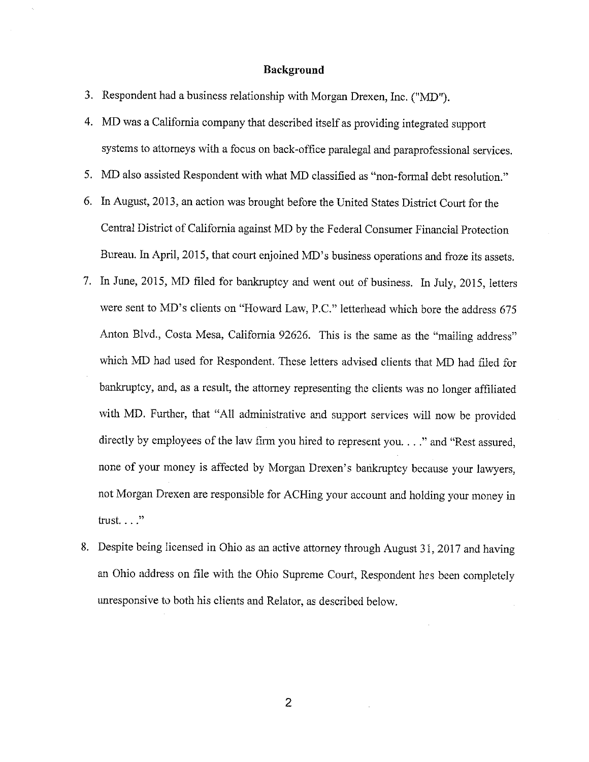## Background

3. Respondent had a business relationship with Morgan Drexen, Inc. ("MD").
4. MD was a California company that described itself as providing integrated support systems to attorneys with a focus on back-office paralegal and paraprofessional services.
5. MD also assisted Respondent with what MD classified as "non-formal debt resolution."
6. In August, 2013, an action was brought before the United States District Court for the Central District of California against MD by the Federal Consumer Financial Protection Bureau. In April, 2015, that court enjoined MD's business operations and froze its assets.
7. In June, 2015, MD filed for bankruptcy and went out of business. In July, 2015, letters were sent to MD's clients on "Howard Law, P.C." letterhead which bore the address 675 Anton Blvd., Costa Mesa, California 92626. This is the same as the "mailing address" which MD had used for Respondent. These letters advised clients that MD had filed for bankruptcy, and, as a result, the attorney representing the clients was no longer affiliated with MD. Further, that "All administrative and support services will now be provided directly by employees of the law firm you hired to represent you. . . ." and "Rest assured, none of your money is affected by Morgan Drexen's bankruptcy because your lawyers, not Morgan Drexen are responsible for ACHing your account and holding your money in trust. . . ."
8. Despite being licensed in Ohio as an active attorney through August 31, 2017 and having an Ohio address on file with the Ohio Supreme Court, Respondent has been completely unresponsive to both his clients and Relator, as described below.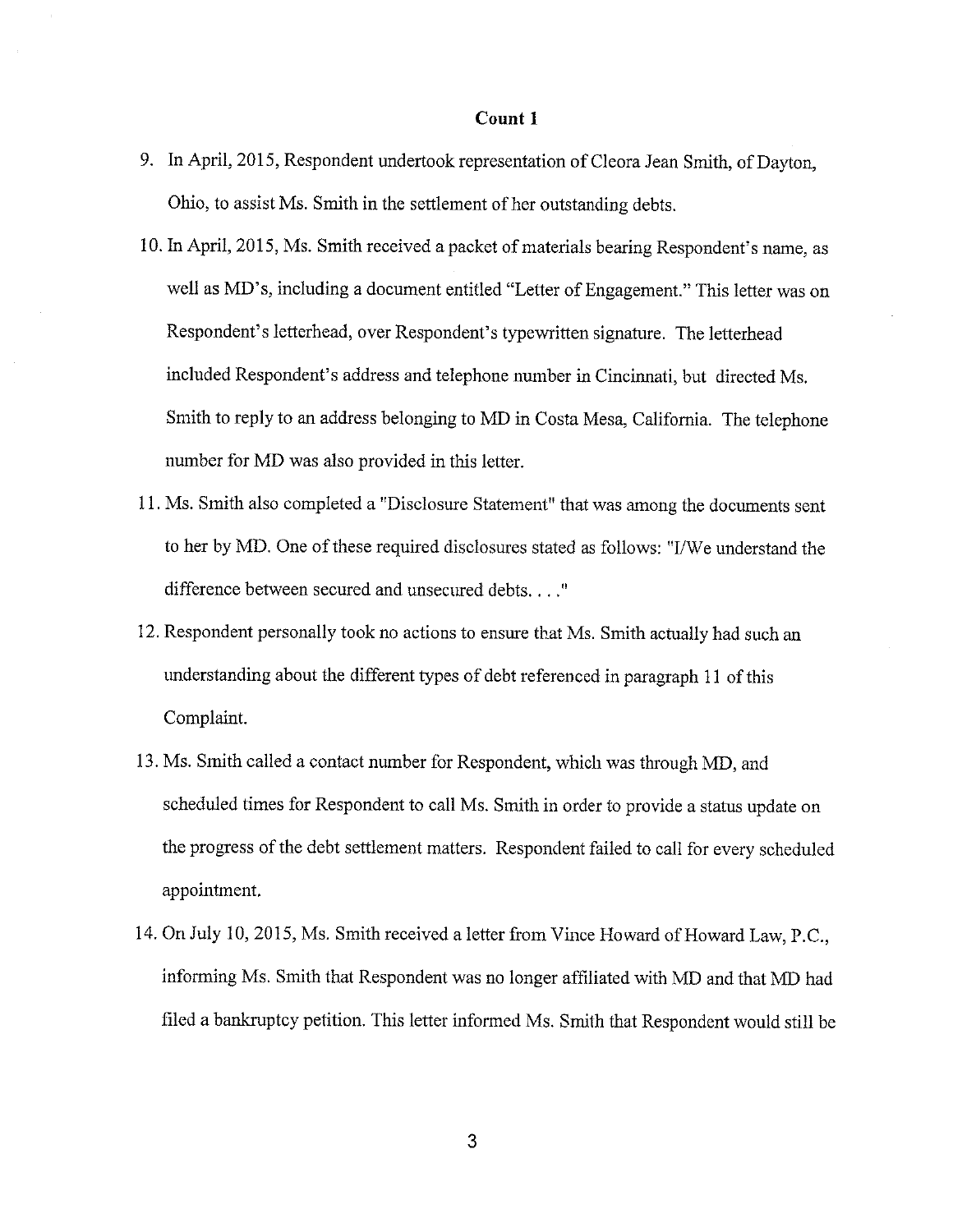**Count 1**

9. In April, 2015, Respondent undertook representation of Cleora Jean Smith, of Dayton, Ohio, to assist Ms. Smith in the settlement of her outstanding debts.

10. In April, 2015, Ms. Smith received a packet of materials bearing Respondent's name, as well as MD's, including a document entitled "Letter of Engagement." This letter was on Respondent's letterhead, over Respondent's typewritten signature. The letterhead included Respondent's address and telephone number in Cincinnati, but directed Ms. Smith to reply to an address belonging to MD in Costa Mesa, California. The telephone number for MD was also provided in this letter.

11. Ms. Smith also completed a "Disclosure Statement" that was among the documents sent to her by MD. One of these required disclosures stated as follows: "I/We understand the difference between secured and unsecured debts. . . ."

12. Respondent personally took no actions to ensure that Ms. Smith actually had such an understanding about the different types of debt referenced in paragraph 11 of this Complaint.

13. Ms. Smith called a contact number for Respondent, which was through MD, and scheduled times for Respondent to call Ms. Smith in order to provide a status update on the progress of the debt settlement matters. Respondent failed to call for every scheduled appointment.

14. On July 10, 2015, Ms. Smith received a letter from Vince Howard of Howard Law, P.C., informing Ms. Smith that Respondent was no longer affiliated with MD and that MD had filed a bankruptcy petition. This letter informed Ms. Smith that Respondent would still be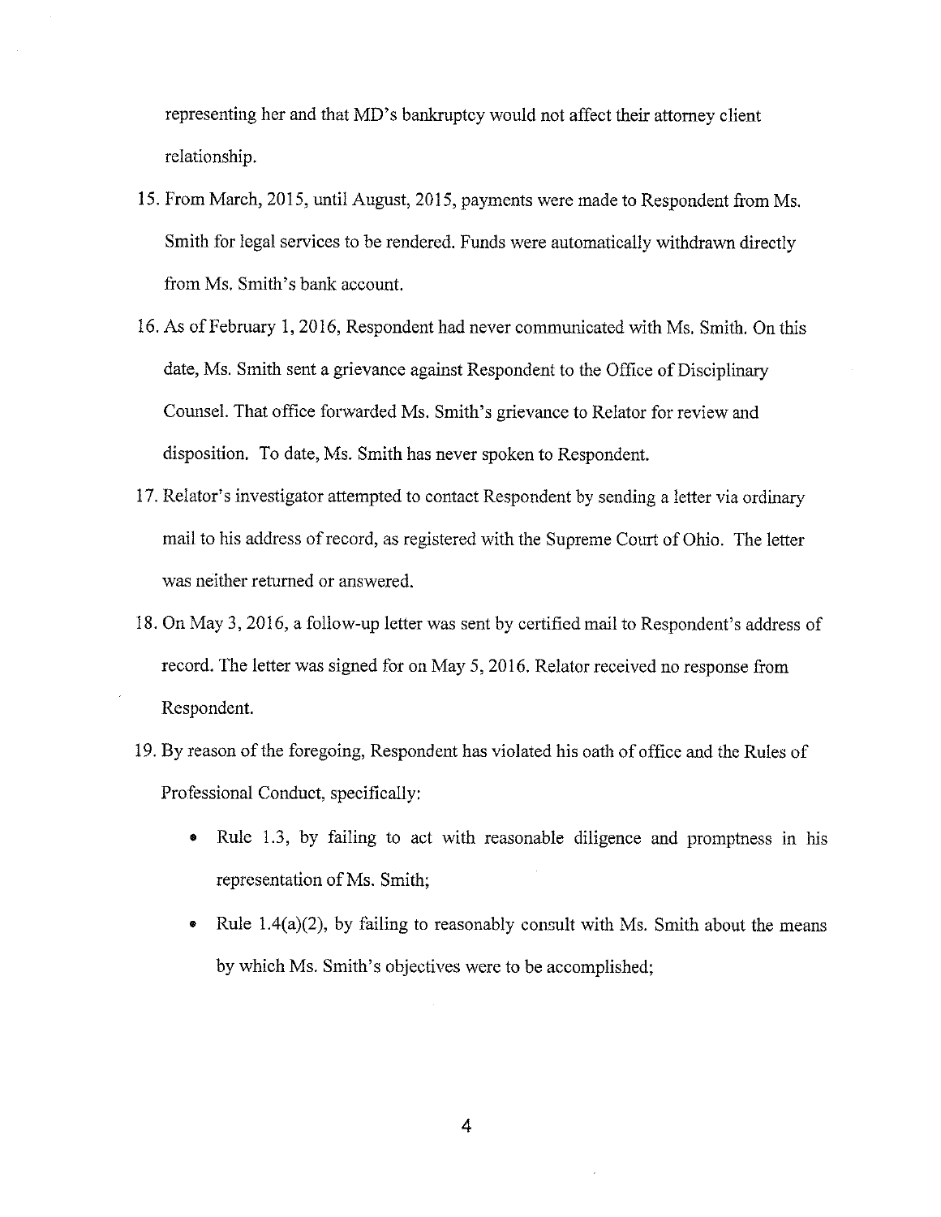representing her and that MD's bankruptcy would not affect their attorney client relationship.

15. From March, 2015, until August, 2015, payments were made to Respondent from Ms. Smith for legal services to be rendered. Funds were automatically withdrawn directly from Ms. Smith's bank account.

16. As of February 1, 2016, Respondent had never communicated with Ms. Smith. On this date, Ms. Smith sent a grievance against Respondent to the Office of Disciplinary Counsel. That office forwarded Ms. Smith's grievance to Relator for review and disposition. To date, Ms. Smith has never spoken to Respondent.

17. Relator's investigator attempted to contact Respondent by sending a letter via ordinary mail to his address of record, as registered with the Supreme Court of Ohio. The letter was neither returned or answered.

18. On May 3, 2016, a follow-up letter was sent by certified mail to Respondent's address of record. The letter was signed for on May 5, 2016. Relator received no response from Respondent.

19. By reason of the foregoing, Respondent has violated his oath of office and the Rules of Professional Conduct, specifically:

    - Rule 1.3, by failing to act with reasonable diligence and promptness in his representation of Ms. Smith;
    - Rule 1.4(a)(2), by failing to reasonably consult with Ms. Smith about the means by which Ms. Smith's objectives were to be accomplished;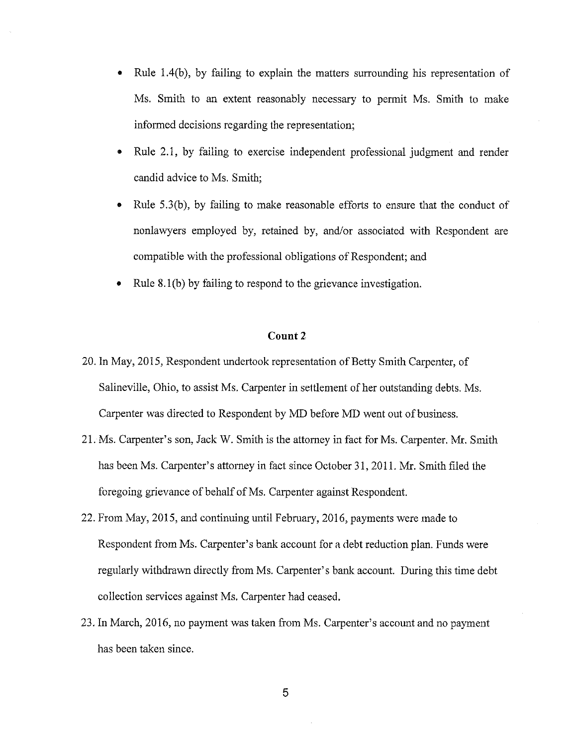- Rule 1.4(b), by failing to explain the matters surrounding his representation of Ms. Smith to an extent reasonably necessary to permit Ms. Smith to make informed decisions regarding the representation;
- Rule 2.1, by failing to exercise independent professional judgment and render candid advice to Ms. Smith;
- Rule 5.3(b), by failing to make reasonable efforts to ensure that the conduct of nonlawyers employed by, retained by, and/or associated with Respondent are compatible with the professional obligations of Respondent; and
- Rule 8.1(b) by failing to respond to the grievance investigation.

## Count 2

20. In May, 2015, Respondent undertook representation of Betty Smith Carpenter, of Salineville, Ohio, to assist Ms. Carpenter in settlement of her outstanding debts. Ms. Carpenter was directed to Respondent by MD before MD went out of business.
21. Ms. Carpenter's son, Jack W. Smith is the attorney in fact for Ms. Carpenter. Mr. Smith has been Ms. Carpenter's attorney in fact since October 31, 2011. Mr. Smith filed the foregoing grievance of behalf of Ms. Carpenter against Respondent.
22. From May, 2015, and continuing until February, 2016, payments were made to Respondent from Ms. Carpenter's bank account for a debt reduction plan. Funds were regularly withdrawn directly from Ms. Carpenter's bank account. During this time debt collection services against Ms. Carpenter had ceased.
23. In March, 2016, no payment was taken from Ms. Carpenter's account and no payment has been taken since.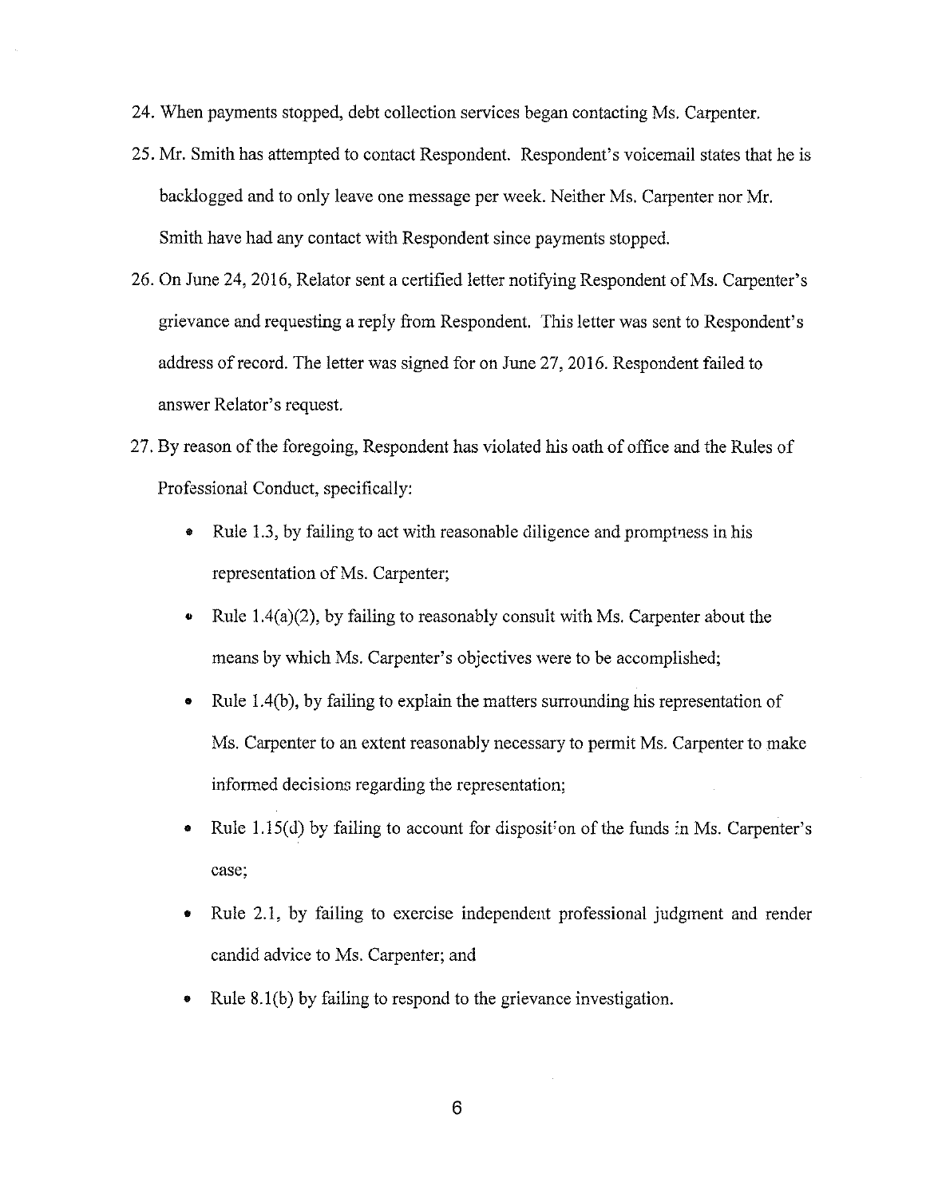24. When payments stopped, debt collection services began contacting Ms. Carpenter.

25. Mr. Smith has attempted to contact Respondent. Respondent's voicemail states that he is backlogged and to only leave one message per week. Neither Ms. Carpenter nor Mr. Smith have had any contact with Respondent since payments stopped.

26. On June 24, 2016, Relator sent a certified letter notifying Respondent of Ms. Carpenter's grievance and requesting a reply from Respondent. This letter was sent to Respondent's address of record. The letter was signed for on June 27, 2016. Respondent failed to answer Relator's request.

27. By reason of the foregoing, Respondent has violated his oath of office and the Rules of Professional Conduct, specifically:

    - Rule 1.3, by failing to act with reasonable diligence and promptness in his representation of Ms. Carpenter;
    - Rule 1.4(a)(2), by failing to reasonably consult with Ms. Carpenter about the means by which Ms. Carpenter's objectives were to be accomplished;
    - Rule 1.4(b), by failing to explain the matters surrounding his representation of Ms. Carpenter to an extent reasonably necessary to permit Ms. Carpenter to make informed decisions regarding the representation;
    - Rule 1.15(d) by failing to account for disposition of the funds in Ms. Carpenter's case;
    - Rule 2.1, by failing to exercise independent professional judgment and render candid advice to Ms. Carpenter; and
    - Rule 8.1(b) by failing to respond to the grievance investigation.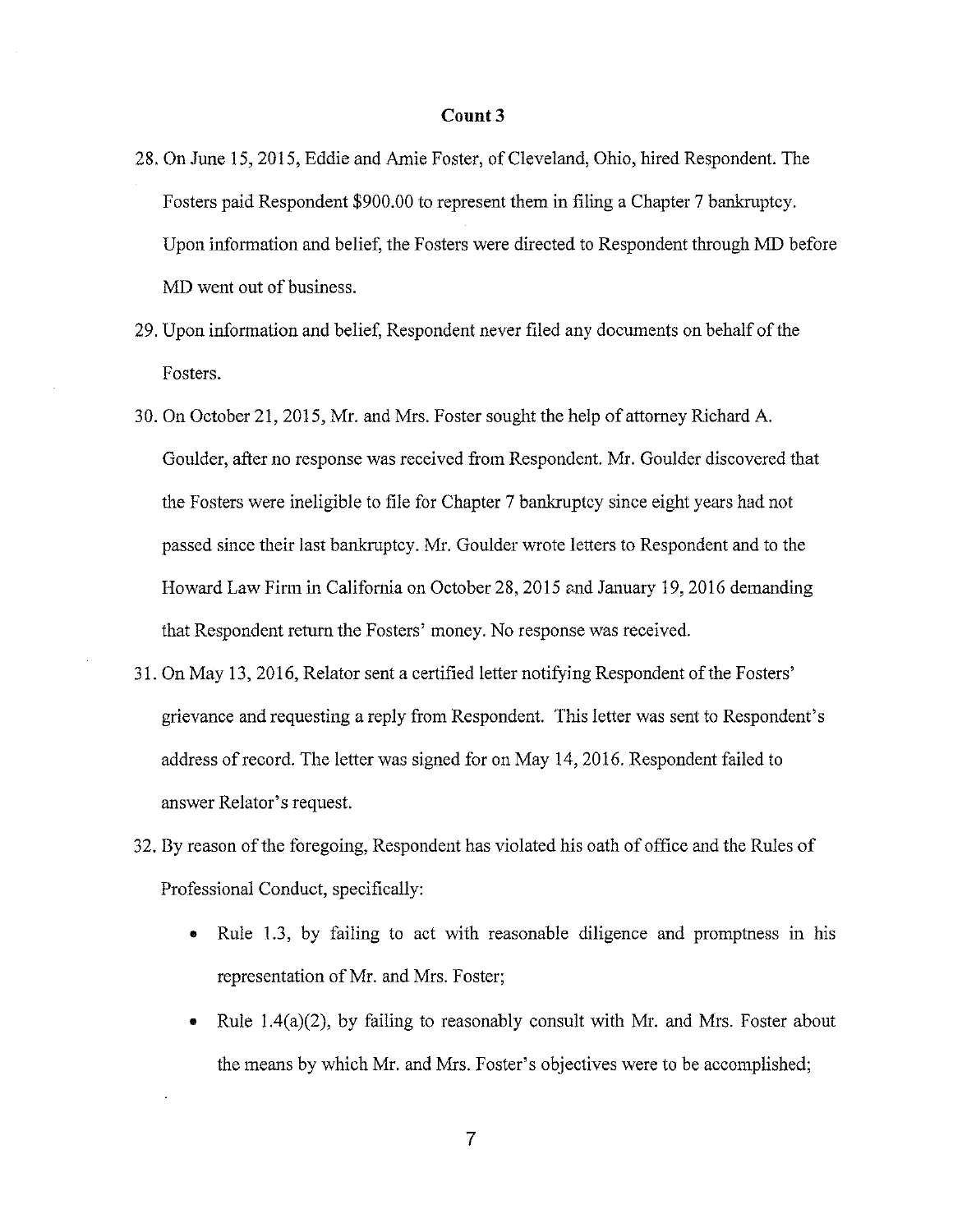**Count 3**

28. On June 15, 2015, Eddie and Amie Foster, of Cleveland, Ohio, hired Respondent. The Fosters paid Respondent $900.00 to represent them in filing a Chapter 7 bankruptcy. Upon information and belief, the Fosters were directed to Respondent through MD before MD went out of business.

29. Upon information and belief, Respondent never filed any documents on behalf of the Fosters.

30. On October 21, 2015, Mr. and Mrs. Foster sought the help of attorney Richard A. Goulder, after no response was received from Respondent. Mr. Goulder discovered that the Fosters were ineligible to file for Chapter 7 bankruptcy since eight years had not passed since their last bankruptcy. Mr. Goulder wrote letters to Respondent and to the Howard Law Firm in California on October 28, 2015 and January 19, 2016 demanding that Respondent return the Fosters' money. No response was received.

31. On May 13, 2016, Relator sent a certified letter notifying Respondent of the Fosters' grievance and requesting a reply from Respondent. This letter was sent to Respondent's address of record. The letter was signed for on May 14, 2016. Respondent failed to answer Relator's request.

32. By reason of the foregoing, Respondent has violated his oath of office and the Rules of Professional Conduct, specifically:

    - Rule 1.3, by failing to act with reasonable diligence and promptness in his representation of Mr. and Mrs. Foster;
    - Rule 1.4(a)(2), by failing to reasonably consult with Mr. and Mrs. Foster about the means by which Mr. and Mrs. Foster's objectives were to be accomplished;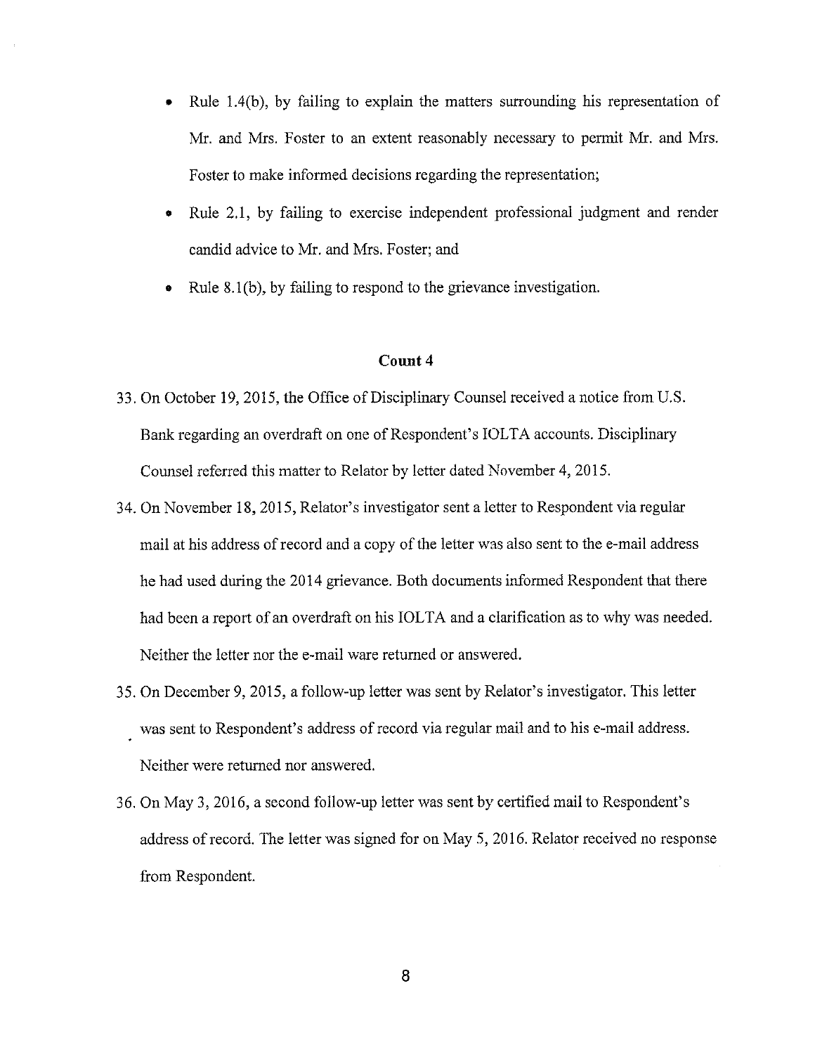- Rule 1.4(b), by failing to explain the matters surrounding his representation of Mr. and Mrs. Foster to an extent reasonably necessary to permit Mr. and Mrs. Foster to make informed decisions regarding the representation;
- Rule 2.1, by failing to exercise independent professional judgment and render candid advice to Mr. and Mrs. Foster; and
- Rule 8.1(b), by failing to respond to the grievance investigation.

**Count 4**

33. On October 19, 2015, the Office of Disciplinary Counsel received a notice from U.S. Bank regarding an overdraft on one of Respondent's IOLTA accounts. Disciplinary Counsel referred this matter to Relator by letter dated November 4, 2015.

34. On November 18, 2015, Relator's investigator sent a letter to Respondent via regular mail at his address of record and a copy of the letter was also sent to the e-mail address he had used during the 2014 grievance. Both documents informed Respondent that there had been a report of an overdraft on his IOLTA and a clarification as to why was needed. Neither the letter nor the e-mail ware returned or answered.

35. On December 9, 2015, a follow-up letter was sent by Relator's investigator. This letter was sent to Respondent's address of record via regular mail and to his e-mail address. Neither were returned nor answered.

36. On May 3, 2016, a second follow-up letter was sent by certified mail to Respondent's address of record. The letter was signed for on May 5, 2016. Relator received no response from Respondent.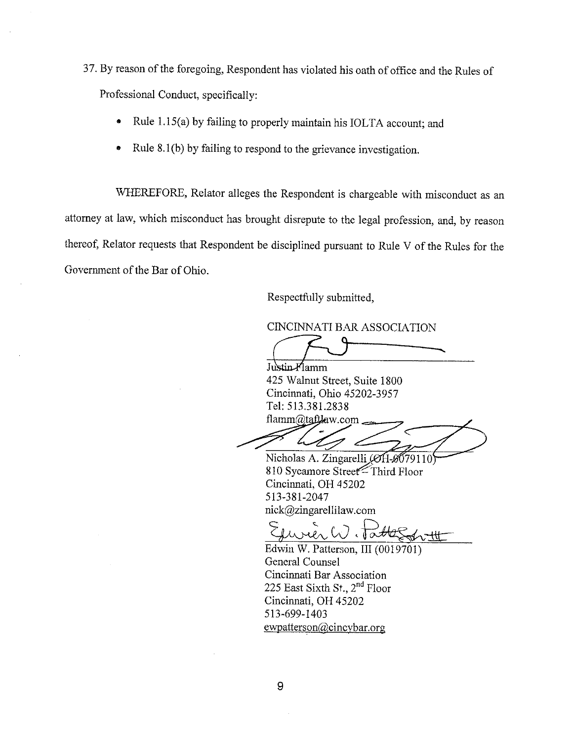37. By reason of the foregoing, Respondent has violated his oath of office and the Rules of Professional Conduct, specifically:

    - Rule 1.15(a) by failing to properly maintain his IOLTA account; and
    - Rule 8.1(b) by failing to respond to the grievance investigation.

WHEREFORE, Relator alleges the Respondent is chargeable with misconduct as an attorney at law, which misconduct has brought disrepute to the legal profession, and, by reason thereof, Relator requests that Respondent be disciplined pursuant to Rule V of the Rules for the Government of the Bar of Ohio.

Respectfully submitted,

CINCINNATI BAR ASSOCIATION

Justin Flamm
425 Walnut Street, Suite 1800
Cincinnati, Ohio 45202-3957
Tel: 513.381.2838
flamm@taftlaw.com

Nicholas A. Zingarelli (OH-0079110)
810 Sycamore Street – Third Floor
Cincinnati, OH 45202
513-381-2047
nick@zingarellilaw.com

Edwin W. Patterson, III (0019701)
General Counsel
Cincinnati Bar Association
225 East Sixth St., 2nd Floor
Cincinnati, OH 45202
513-699-1403
ewpatterson@cincybar.org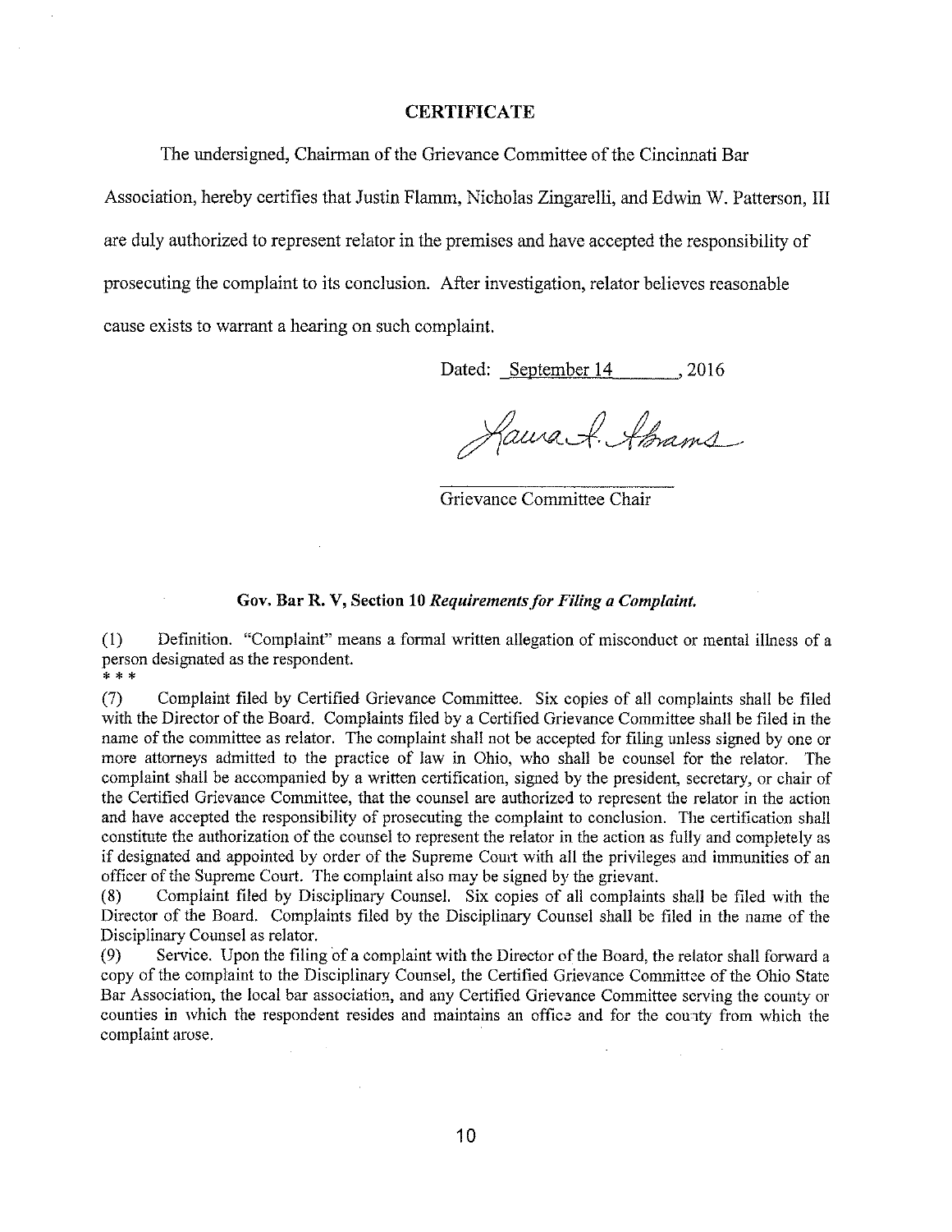## CERTIFICATE

The undersigned, Chairman of the Grievance Committee of the Cincinnati Bar Association, hereby certifies that Justin Flamm, Nicholas Zingarelli, and Edwin W. Patterson, III are duly authorized to represent relator in the premises and have accepted the responsibility of prosecuting the complaint to its conclusion. After investigation, relator believes reasonable cause exists to warrant a hearing on such complaint.

Dated: September 14, 2016

Laura A. Abrams

Grievance Committee Chair

**Gov. Bar R. V, Section 10** ***Requirements for Filing a Complaint.***

(1) Definition. "Complaint" means a formal written allegation of misconduct or mental illness of a person designated as the respondent.

* * *

(7) Complaint filed by Certified Grievance Committee. Six copies of all complaints shall be filed with the Director of the Board. Complaints filed by a Certified Grievance Committee shall be filed in the name of the committee as relator. The complaint shall not be accepted for filing unless signed by one or more attorneys admitted to the practice of law in Ohio, who shall be counsel for the relator. The complaint shall be accompanied by a written certification, signed by the president, secretary, or chair of the Certified Grievance Committee, that the counsel are authorized to represent the relator in the action and have accepted the responsibility of prosecuting the complaint to conclusion. The certification shall constitute the authorization of the counsel to represent the relator in the action as fully and completely as if designated and appointed by order of the Supreme Court with all the privileges and immunities of an officer of the Supreme Court. The complaint also may be signed by the grievant.

(8) Complaint filed by Disciplinary Counsel. Six copies of all complaints shall be filed with the Director of the Board. Complaints filed by the Disciplinary Counsel shall be filed in the name of the Disciplinary Counsel as relator.

(9) Service. Upon the filing of a complaint with the Director of the Board, the relator shall forward a copy of the complaint to the Disciplinary Counsel, the Certified Grievance Committee of the Ohio State Bar Association, the local bar association, and any Certified Grievance Committee serving the county or counties in which the respondent resides and maintains an office and for the county from which the complaint arose.